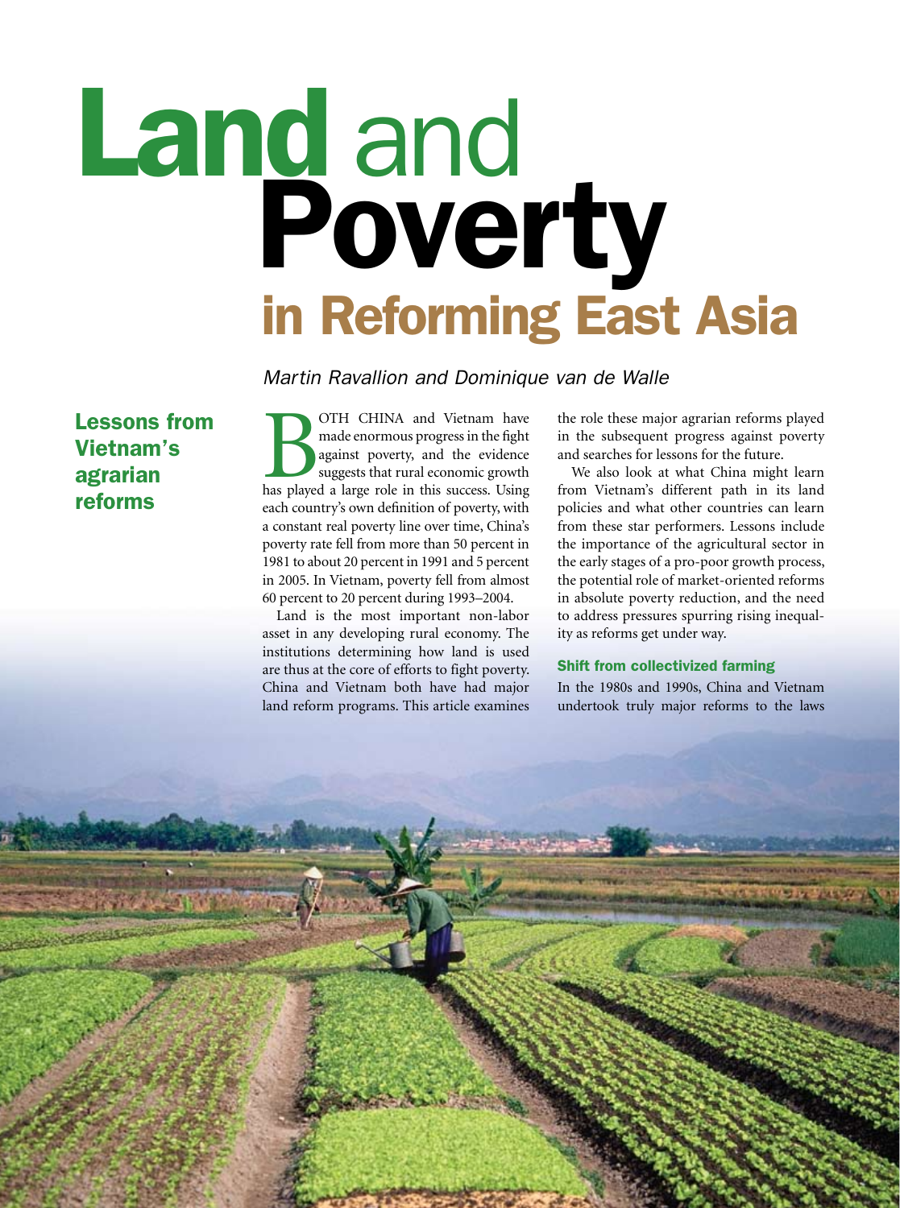# Land and Poverty in Reforming East Asia

*Martin Ravallion and Dominique van de Walle*

## Lessons from Vietnam's agrarian reforms

BOTH CHINA and Vietnam have made enormous progress in the fight against poverty, and the evidence suggests that rural economic growth has played a large role in this success. Using each country's own definition of poverty, with a constant real poverty line over time, China's poverty rate fell from more than 50 percent in 1981 to about 20 percent in 1991 and 5 percent in 2005. In Vietnam, poverty fell from almost 60 percent to 20 percent during 1993–2004.

Land is the most important non-labor asset in any developing rural economy. The institutions determining how land is used are thus at the core of efforts to fight poverty. China and Vietnam both have had major land reform programs. This article examines the role these major agrarian reforms played in the subsequent progress against poverty and searches for lessons for the future.

We also look at what China might learn from Vietnam's different path in its land policies and what other countries can learn from these star performers. Lessons include the importance of the agricultural sector in the early stages of a pro-poor growth process, the potential role of market-oriented reforms in absolute poverty reduction, and the need to address pressures spurring rising inequality as reforms get under way.

### Shift from collectivized farming

In the 1980s and 1990s, China and Vietnam undertook truly major reforms to the laws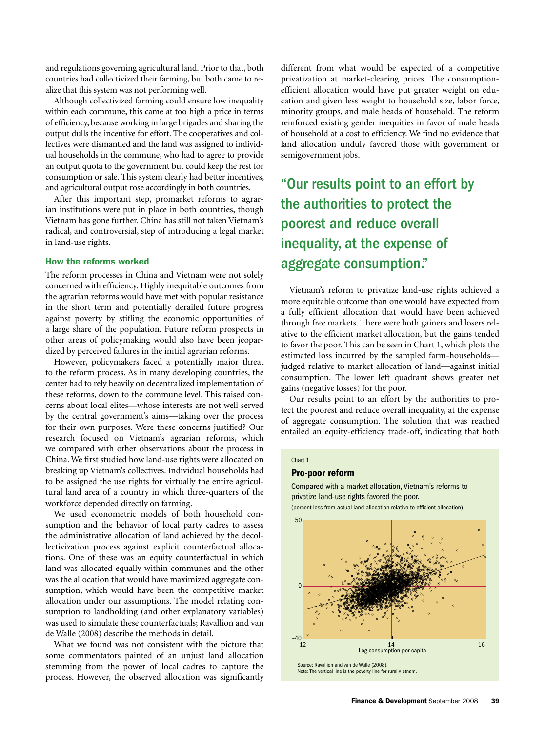and regulations governing agricultural land. Prior to that, both countries had collectivized their farming, but both came to realize that this system was not performing well.

Although collectivized farming could ensure low inequality within each commune, this came at too high a price in terms of efficiency, because working in large brigades and sharing the output dulls the incentive for effort. The cooperatives and collectives were dismantled and the land was assigned to individual households in the commune, who had to agree to provide an output quota to the government but could keep the rest for consumption or sale. This system clearly had better incentives, and agricultural output rose accordingly in both countries.

After this important step, promarket reforms to agrarian institutions were put in place in both countries, though Vietnam has gone further. China has still not taken Vietnam's radical, and controversial, step of introducing a legal market in land-use rights.

### How the reforms worked

The reform processes in China and Vietnam were not solely concerned with efficiency. Highly inequitable outcomes from the agrarian reforms would have met with popular resistance in the short term and potentially derailed future progress against poverty by stifling the economic opportunities of a large share of the population. Future reform prospects in other areas of policymaking would also have been jeopardized by perceived failures in the initial agrarian reforms.

However, policymakers faced a potentially major threat to the reform process. As in many developing countries, the center had to rely heavily on decentralized implementation of these reforms, down to the commune level. This raised concerns about local elites—whose interests are not well served by the central government's aims—taking over the process for their own purposes. Were these concerns justified? Our research focused on Vietnam's agrarian reforms, which we compared with other observations about the process in China. We first studied how land-use rights were allocated on breaking up Vietnam's collectives. Individual households had to be assigned the use rights for virtually the entire agricultural land area of a country in which three-quarters of the workforce depended directly on farming.

We used econometric models of both household consumption and the behavior of local party cadres to assess the administrative allocation of land achieved by the decollectivization process against explicit counterfactual allocations. One of these was an equity counterfactual in which land was allocated equally within communes and the other was the allocation that would have maximized aggregate consumption, which would have been the competitive market allocation under our assumptions. The model relating consumption to landholding (and other explanatory variables) was used to simulate these counterfactuals; Ravallion and van de Walle (2008) describe the methods in detail.

What we found was not consistent with the picture that some commentators painted of an unjust land allocation stemming from the power of local cadres to capture the process. However, the observed allocation was significantly different from what would be expected of a competitive privatization at market-clearing prices. The consumption-efficient allocation would have put greater weight on education and given less weight to household size, labor force, minority groups, and male heads of household. The reform reinforced existing gender inequities in favor of male heads of household at a cost to efficiency. We find no evidence that land allocation unduly favored those with government or semigovernment jobs.

> "Our results point to an effort by the authorities to protect the poorest and reduce overall inequality, at the expense of aggregate consumption."

Vietnam's reform to privatize land-use rights achieved a more equitable outcome than one would have expected from a fully efficient allocation that would have been achieved through free markets. There were both gainers and losers relative to the efficient market allocation, but the gains tended to favor the poor. This can be seen in Chart 1, which plots the estimated loss incurred by the sampled farm-households—judged relative to market allocation of land—against initial consumption. The lower left quadrant shows greater net gains (negative losses) for the poor.

Our results point to an effort by the authorities to protect the poorest and reduce overall inequality, at the expense of aggregate consumption. The solution that was reached entailed an equity-efficiency trade-off, indicating that both

Chart 1

**Pro-poor reform**

Compared with a market allocation, Vietnam's reforms to privatize land-use rights favored the poor.

(percent loss from actual land allocation relative to efficient allocation)

Source: Ravallion and van de Walle (2008).
Note: The vertical line is the poverty line for rural Vietnam.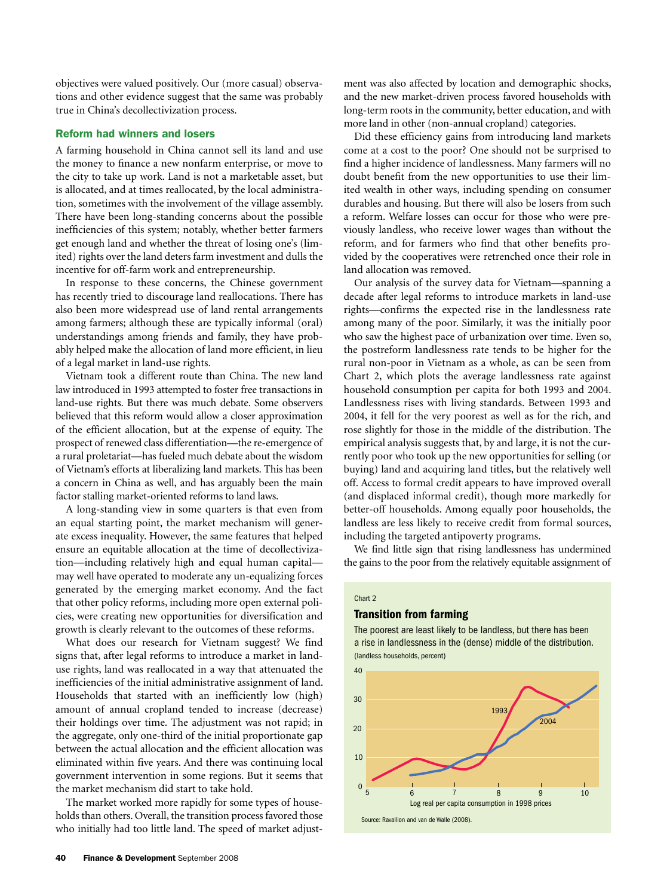objectives were valued positively. Our (more casual) observations and other evidence suggest that the same was probably true in China's decollectivization process.

## Reform had winners and losers

A farming household in China cannot sell its land and use the money to finance a new nonfarm enterprise, or move to the city to take up work. Land is not a marketable asset, but is allocated, and at times reallocated, by the local administration, sometimes with the involvement of the village assembly. There have been long-standing concerns about the possible inefficiencies of this system; notably, whether better farmers get enough land and whether the threat of losing one's (limited) rights over the land deters farm investment and dulls the incentive for off-farm work and entrepreneurship.

In response to these concerns, the Chinese government has recently tried to discourage land reallocations. There has also been more widespread use of land rental arrangements among farmers; although these are typically informal (oral) understandings among friends and family, they have probably helped make the allocation of land more efficient, in lieu of a legal market in land-use rights.

Vietnam took a different route than China. The new land law introduced in 1993 attempted to foster free transactions in land-use rights. But there was much debate. Some observers believed that this reform would allow a closer approximation of the efficient allocation, but at the expense of equity. The prospect of renewed class differentiation—the re-emergence of a rural proletariat—has fueled much debate about the wisdom of Vietnam's efforts at liberalizing land markets. This has been a concern in China as well, and has arguably been the main factor stalling market-oriented reforms to land laws.

A long-standing view in some quarters is that even from an equal starting point, the market mechanism will generate excess inequality. However, the same features that helped ensure an equitable allocation at the time of decollectivization—including relatively high and equal human capital—may well have operated to moderate any un-equalizing forces generated by the emerging market economy. And the fact that other policy reforms, including more open external policies, were creating new opportunities for diversification and growth is clearly relevant to the outcomes of these reforms.

What does our research for Vietnam suggest? We find signs that, after legal reforms to introduce a market in land-use rights, land was reallocated in a way that attenuated the inefficiencies of the initial administrative assignment of land. Households that started with an inefficiently low (high) amount of annual cropland tended to increase (decrease) their holdings over time. The adjustment was not rapid; in the aggregate, only one-third of the initial proportionate gap between the actual allocation and the efficient allocation was eliminated within five years. And there was continuing local government intervention in some regions. But it seems that the market mechanism did start to take hold.

The market worked more rapidly for some types of households than others. Overall, the transition process favored those who initially had too little land. The speed of market adjustment was also affected by location and demographic shocks, and the new market-driven process favored households with long-term roots in the community, better education, and with more land in other (non-annual cropland) categories.

Did these efficiency gains from introducing land markets come at a cost to the poor? One should not be surprised to find a higher incidence of landlessness. Many farmers will no doubt benefit from the new opportunities to use their limited wealth in other ways, including spending on consumer durables and housing. But there will also be losers from such a reform. Welfare losses can occur for those who were previously landless, who receive lower wages than without the reform, and for farmers who find that other benefits provided by the cooperatives were retrenched once their role in land allocation was removed.

Our analysis of the survey data for Vietnam—spanning a decade after legal reforms to introduce markets in land-use rights—confirms the expected rise in the landlessness rate among many of the poor. Similarly, it was the initially poor who saw the highest pace of urbanization over time. Even so, the postreform landlessness rate tends to be higher for the rural non-poor in Vietnam as a whole, as can be seen from Chart 2, which plots the average landlessness rate against household consumption per capita for both 1993 and 2004. Landlessness rises with living standards. Between 1993 and 2004, it fell for the very poorest as well as for the rich, and rose slightly for those in the middle of the distribution. The empirical analysis suggests that, by and large, it is not the currently poor who took up the new opportunities for selling (or buying) land and acquiring land titles, but the relatively well off. Access to formal credit appears to have improved overall (and displaced informal credit), though more markedly for better-off households. Among equally poor households, the landless are less likely to receive credit from formal sources, including the targeted antipoverty programs.

We find little sign that rising landlessness has undermined the gains to the poor from the relatively equitable assignment of

Chart 2

**Transition from farming**

The poorest are least likely to be landless, but there has been a rise in landlessness in the (dense) middle of the distribution.
(landless households, percent)

Log real per capita consumption in 1998 prices

Source: Ravallion and van de Walle (2008).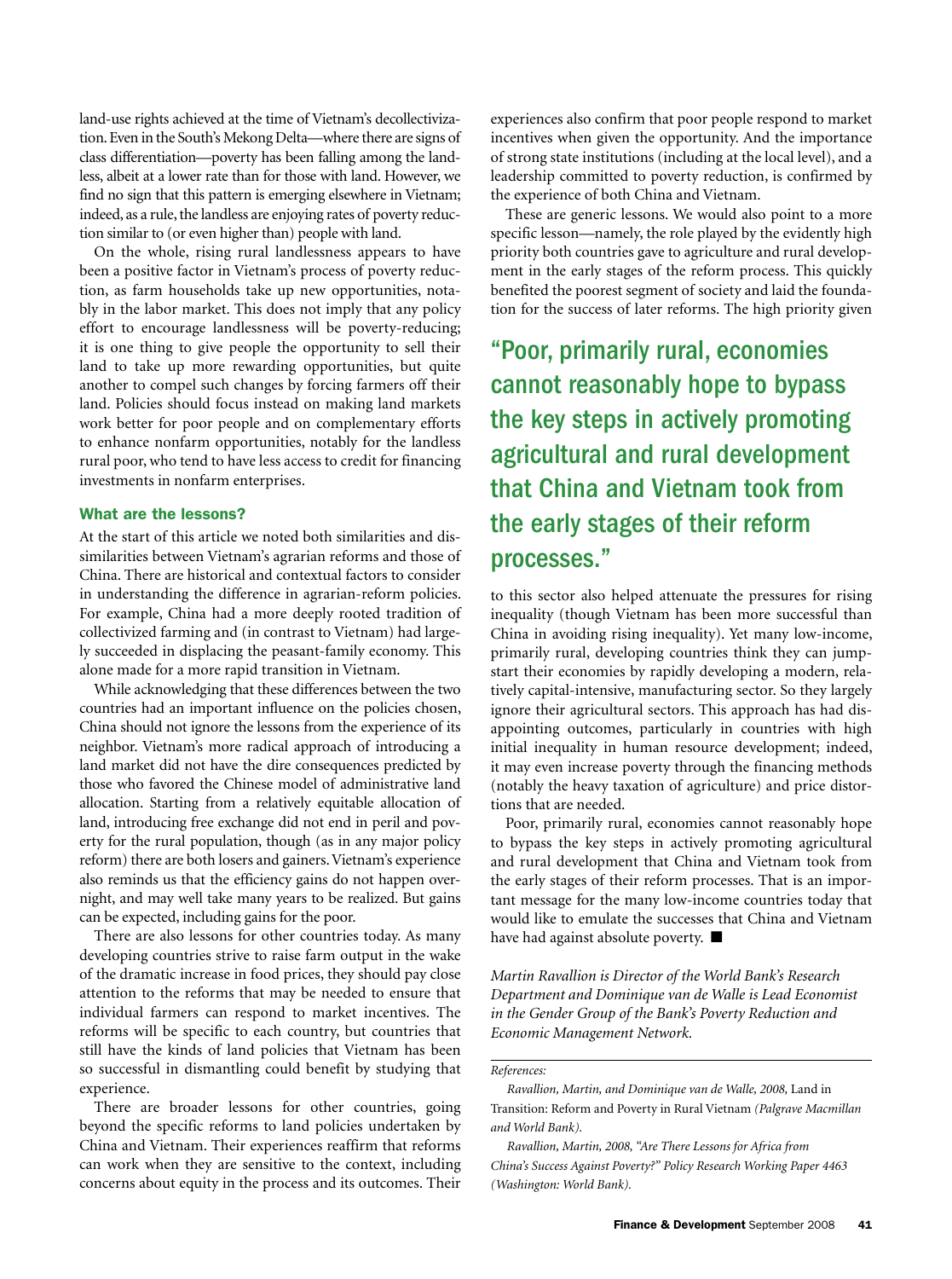land-use rights achieved at the time of Vietnam's decollectivization. Even in the South's Mekong Delta—where there are signs of class differentiation—poverty has been falling among the landless, albeit at a lower rate than for those with land. However, we find no sign that this pattern is emerging elsewhere in Vietnam; indeed, as a rule, the landless are enjoying rates of poverty reduction similar to (or even higher than) people with land.

On the whole, rising rural landlessness appears to have been a positive factor in Vietnam's process of poverty reduction, as farm households take up new opportunities, notably in the labor market. This does not imply that any policy effort to encourage landlessness will be poverty-reducing; it is one thing to give people the opportunity to sell their land to take up more rewarding opportunities, but quite another to compel such changes by forcing farmers off their land. Policies should focus instead on making land markets work better for poor people and on complementary efforts to enhance nonfarm opportunities, notably for the landless rural poor, who tend to have less access to credit for financing investments in nonfarm enterprises.

## What are the lessons?

At the start of this article we noted both similarities and dissimilarities between Vietnam's agrarian reforms and those of China. There are historical and contextual factors to consider in understanding the difference in agrarian-reform policies. For example, China had a more deeply rooted tradition of collectivized farming and (in contrast to Vietnam) had largely succeeded in displacing the peasant-family economy. This alone made for a more rapid transition in Vietnam.

While acknowledging that these differences between the two countries had an important influence on the policies chosen, China should not ignore the lessons from the experience of its neighbor. Vietnam's more radical approach of introducing a land market did not have the dire consequences predicted by those who favored the Chinese model of administrative land allocation. Starting from a relatively equitable allocation of land, introducing free exchange did not end in peril and poverty for the rural population, though (as in any major policy reform) there are both losers and gainers. Vietnam's experience also reminds us that the efficiency gains do not happen overnight, and may well take many years to be realized. But gains can be expected, including gains for the poor.

There are also lessons for other countries today. As many developing countries strive to raise farm output in the wake of the dramatic increase in food prices, they should pay close attention to the reforms that may be needed to ensure that individual farmers can respond to market incentives. The reforms will be specific to each country, but countries that still have the kinds of land policies that Vietnam has been so successful in dismantling could benefit by studying that experience.

There are broader lessons for other countries, going beyond the specific reforms to land policies undertaken by China and Vietnam. Their experiences reaffirm that reforms can work when they are sensitive to the context, including concerns about equity in the process and its outcomes. Their experiences also confirm that poor people respond to market incentives when given the opportunity. And the importance of strong state institutions (including at the local level), and a leadership committed to poverty reduction, is confirmed by the experience of both China and Vietnam.

These are generic lessons. We would also point to a more specific lesson—namely, the role played by the evidently high priority both countries gave to agriculture and rural development in the early stages of the reform process. This quickly benefited the poorest segment of society and laid the foundation for the success of later reforms. The high priority given to this sector also helped attenuate the pressures for rising inequality (though Vietnam has been more successful than China in avoiding rising inequality). Yet many low-income, primarily rural, developing countries think they can jump-start their economies by rapidly developing a modern, relatively capital-intensive, manufacturing sector. So they largely ignore their agricultural sectors. This approach has had disappointing outcomes, particularly in countries with high initial inequality in human resource development; indeed, it may even increase poverty through the financing methods (notably the heavy taxation of agriculture) and price distortions that are needed.

> "Poor, primarily rural, economies cannot reasonably hope to bypass the key steps in actively promoting agricultural and rural development that China and Vietnam took from the early stages of their reform processes."

Poor, primarily rural, economies cannot reasonably hope to bypass the key steps in actively promoting agricultural and rural development that China and Vietnam took from the early stages of their reform processes. That is an important message for the many low-income countries today that would like to emulate the successes that China and Vietnam have had against absolute poverty. ■

*Martin Ravallion is Director of the World Bank's Research Department and Dominique van de Walle is Lead Economist in the Gender Group of the Bank's Poverty Reduction and Economic Management Network.*

*References:*

*Ravallion, Martin, and Dominique van de Walle, 2008,* Land in Transition: Reform and Poverty in Rural Vietnam *(Palgrave Macmillan and World Bank).*

*Ravallion, Martin, 2008, "Are There Lessons for Africa from China's Success Against Poverty?" Policy Research Working Paper 4463 (Washington: World Bank).*